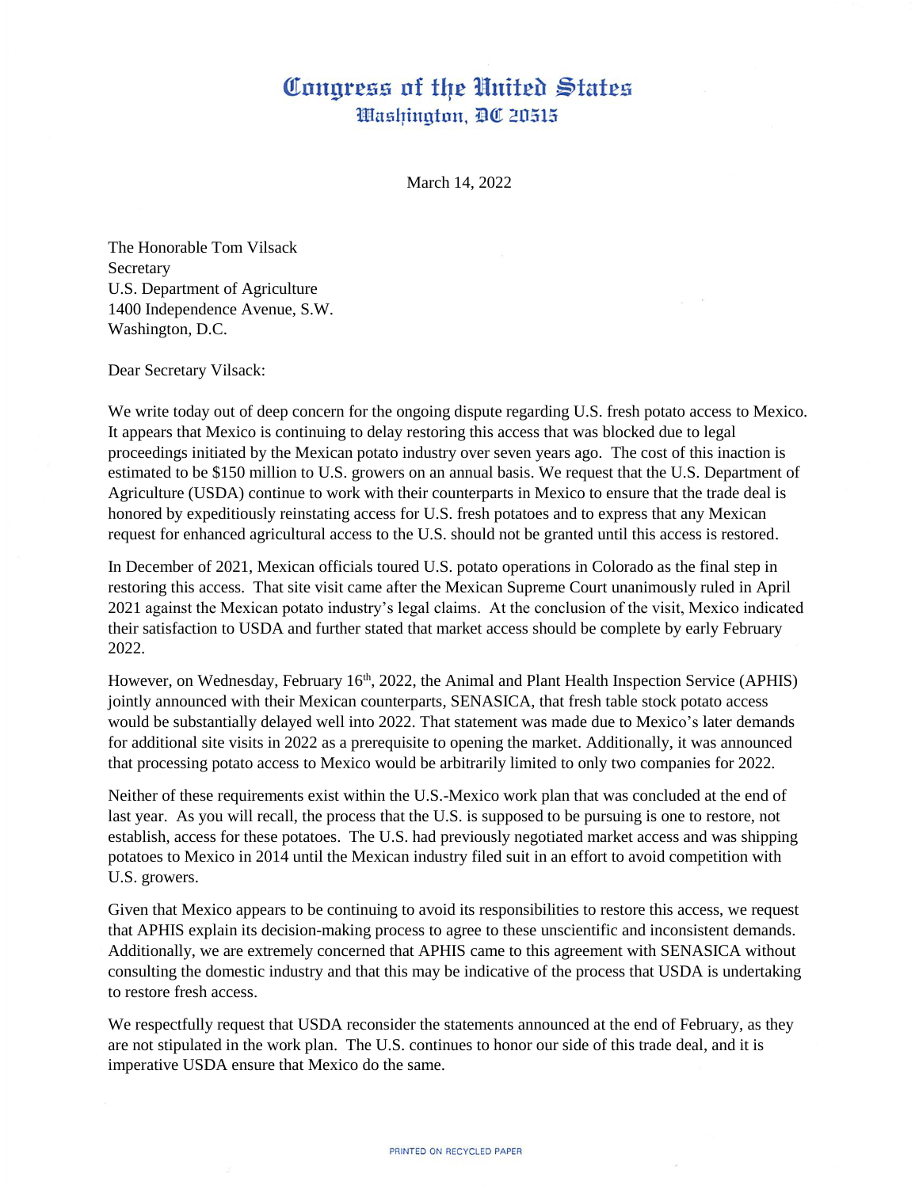# Congress of the United States
## Washington, DC 20515

March 14, 2022

The Honorable Tom Vilsack
Secretary
U.S. Department of Agriculture
1400 Independence Avenue, S.W.
Washington, D.C.

Dear Secretary Vilsack:

We write today out of deep concern for the ongoing dispute regarding U.S. fresh potato access to Mexico. It appears that Mexico is continuing to delay restoring this access that was blocked due to legal proceedings initiated by the Mexican potato industry over seven years ago. The cost of this inaction is estimated to be $150 million to U.S. growers on an annual basis. We request that the U.S. Department of Agriculture (USDA) continue to work with their counterparts in Mexico to ensure that the trade deal is honored by expeditiously reinstating access for U.S. fresh potatoes and to express that any Mexican request for enhanced agricultural access to the U.S. should not be granted until this access is restored.

In December of 2021, Mexican officials toured U.S. potato operations in Colorado as the final step in restoring this access. That site visit came after the Mexican Supreme Court unanimously ruled in April 2021 against the Mexican potato industry's legal claims. At the conclusion of the visit, Mexico indicated their satisfaction to USDA and further stated that market access should be complete by early February 2022.

However, on Wednesday, February 16th, 2022, the Animal and Plant Health Inspection Service (APHIS) jointly announced with their Mexican counterparts, SENASICA, that fresh table stock potato access would be substantially delayed well into 2022. That statement was made due to Mexico's later demands for additional site visits in 2022 as a prerequisite to opening the market. Additionally, it was announced that processing potato access to Mexico would be arbitrarily limited to only two companies for 2022.

Neither of these requirements exist within the U.S.-Mexico work plan that was concluded at the end of last year. As you will recall, the process that the U.S. is supposed to be pursuing is one to restore, not establish, access for these potatoes. The U.S. had previously negotiated market access and was shipping potatoes to Mexico in 2014 until the Mexican industry filed suit in an effort to avoid competition with U.S. growers.

Given that Mexico appears to be continuing to avoid its responsibilities to restore this access, we request that APHIS explain its decision-making process to agree to these unscientific and inconsistent demands. Additionally, we are extremely concerned that APHIS came to this agreement with SENASICA without consulting the domestic industry and that this may be indicative of the process that USDA is undertaking to restore fresh access.

We respectfully request that USDA reconsider the statements announced at the end of February, as they are not stipulated in the work plan. The U.S. continues to honor our side of this trade deal, and it is imperative USDA ensure that Mexico do the same.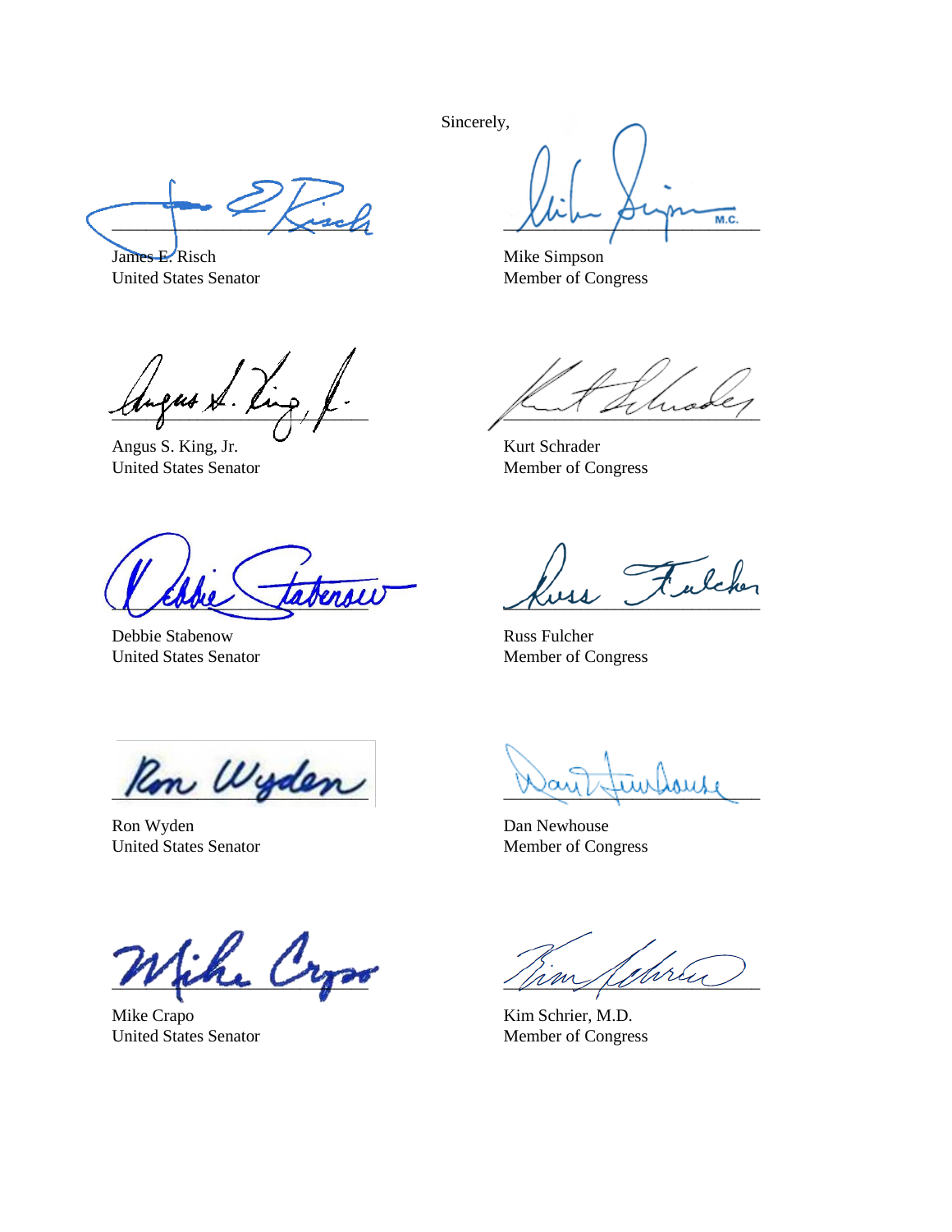Sincerely,

James E. Risch
United States Senator

Mike Simpson
Member of Congress

Angus S. King, Jr.
United States Senator

Kurt Schrader
Member of Congress

Debbie Stabenow
United States Senator

Russ Fulcher
Member of Congress

Ron Wyden
United States Senator

Dan Newhouse
Member of Congress

Mike Crapo
United States Senator

Kim Schrier, M.D.
Member of Congress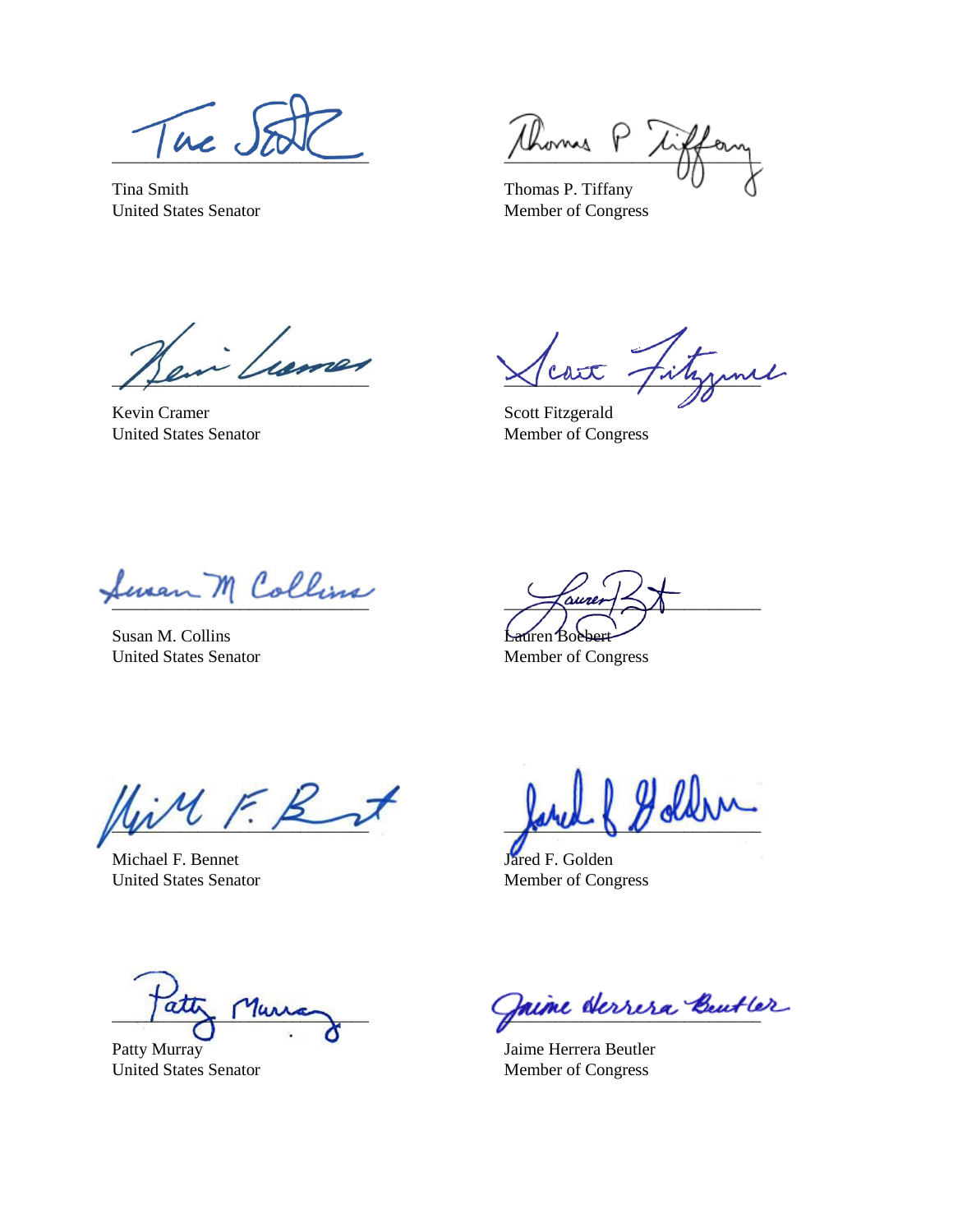Tina Smith
United States Senator

Thomas P. Tiffany
Member of Congress

Kevin Cramer
United States Senator

Scott Fitzgerald
Member of Congress

Susan M. Collins
United States Senator

Lauren Boebert
Member of Congress

Michael F. Bennet
United States Senator

Jared F. Golden
Member of Congress

Patty Murray
United States Senator

Jaime Herrera Beutler
Member of Congress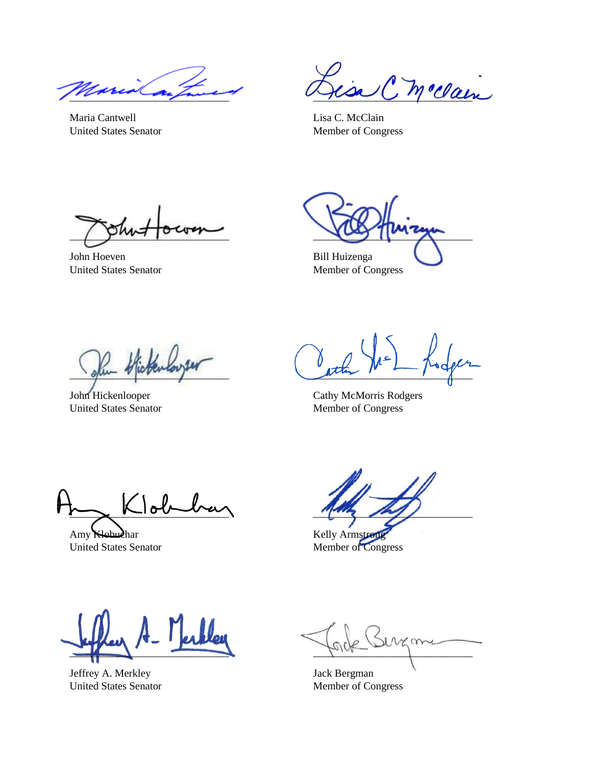Maria Cantwell
United States Senator

Lisa C. McClain
Member of Congress

John Hoeven
United States Senator

Bill Huizenga
Member of Congress

John Hickenlooper
United States Senator

Cathy McMorris Rodgers
Member of Congress

Amy Klobuchar
United States Senator

Kelly Armstrong
Member of Congress

Jeffrey A. Merkley
United States Senator

Jack Bergman
Member of Congress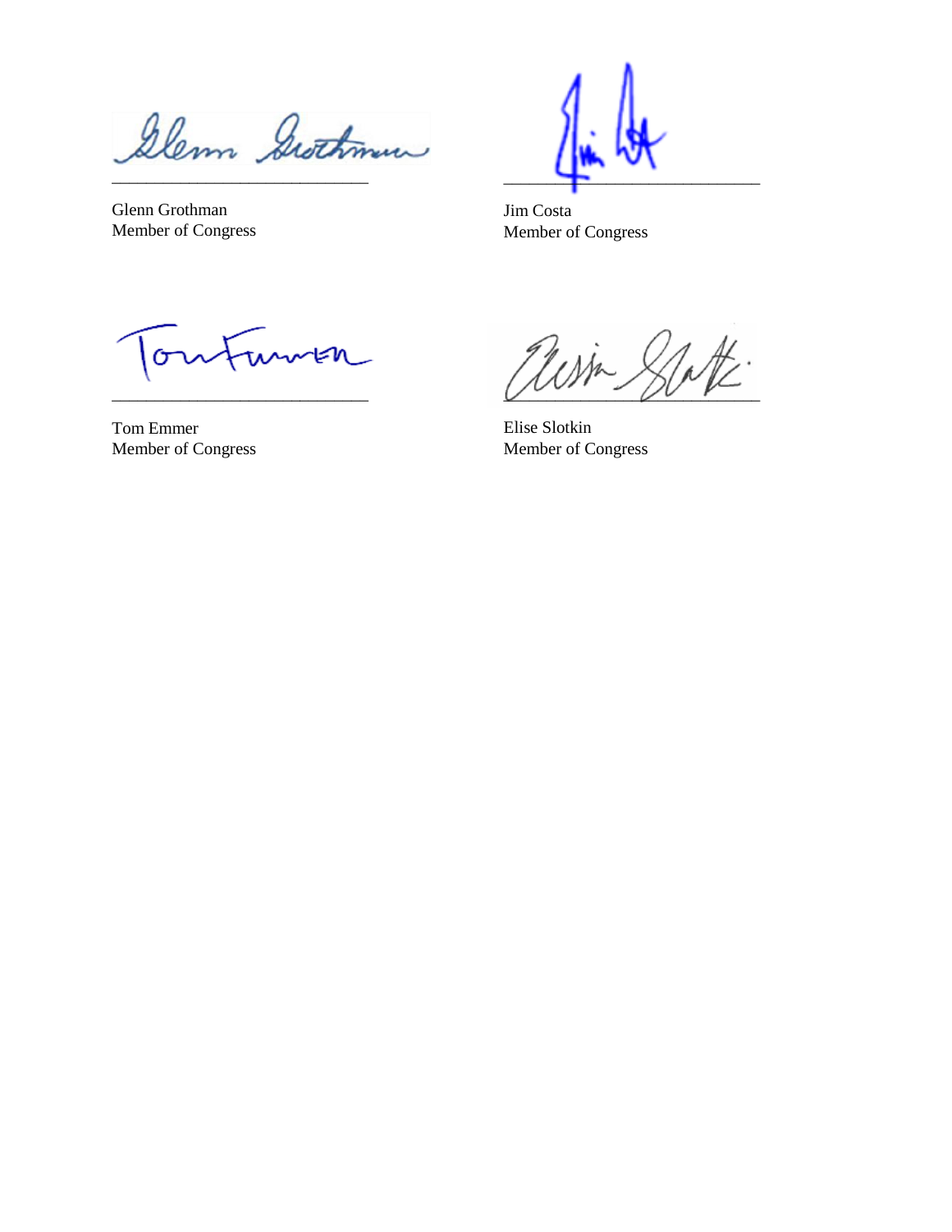Glenn Grothman
Member of Congress

Jim Costa
Member of Congress

Tom Emmer
Member of Congress

Elise Slotkin
Member of Congress